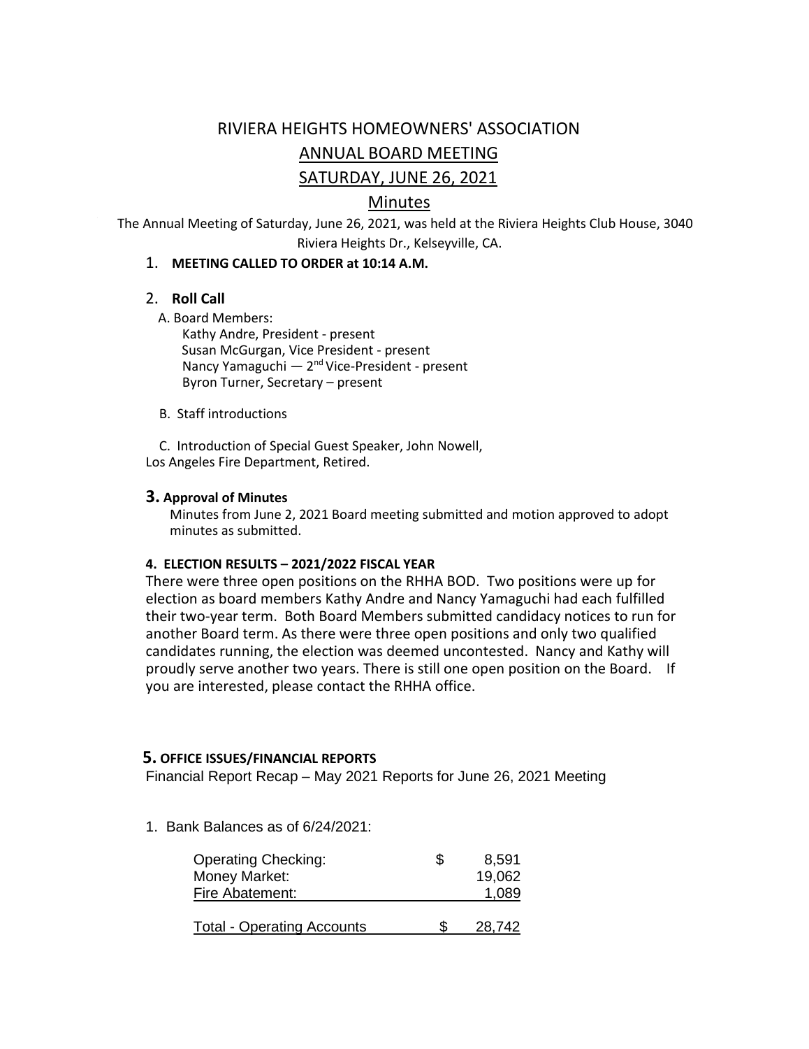# RIVIERA HEIGHTS HOMEOWNERS' ASSOCIATION

## ANNUAL BOARD MEETING

## SATURDAY, JUNE 26, 2021

## Minutes

The Annual Meeting of Saturday, June 26, 2021, was held at the Riviera Heights Club House, 3040 Riviera Heights Dr., Kelseyville, CA.

1. **MEETING CALLED TO ORDER at 10:14 A.M.**

2. **Roll Call**

   A. Board Members:
   Kathy Andre, President - present
   Susan McGurgan, Vice President - present
   Nancy Yamaguchi — 2nd Vice-President - present
   Byron Turner, Secretary – present

   B. Staff introductions

   C. Introduction of Special Guest Speaker, John Nowell, Los Angeles Fire Department, Retired.

3. **Approval of Minutes**
   Minutes from June 2, 2021 Board meeting submitted and motion approved to adopt minutes as submitted.

**4. ELECTION RESULTS – 2021/2022 FISCAL YEAR**

There were three open positions on the RHHA BOD. Two positions were up for election as board members Kathy Andre and Nancy Yamaguchi had each fulfilled their two-year term. Both Board Members submitted candidacy notices to run for another Board term. As there were three open positions and only two qualified candidates running, the election was deemed uncontested. Nancy and Kathy will proudly serve another two years. There is still one open position on the Board. If you are interested, please contact the RHHA office.

**5. OFFICE ISSUES/FINANCIAL REPORTS**

Financial Report Recap – May 2021 Reports for June 26, 2021 Meeting

1. Bank Balances as of 6/24/2021:

| | | |
|---|---|---|
| Operating Checking: | $ | 8,591 |
| Money Market: | | 19,062 |
| Fire Abatement: | | 1,089 |
| Total - Operating Accounts | $ | 28,742 |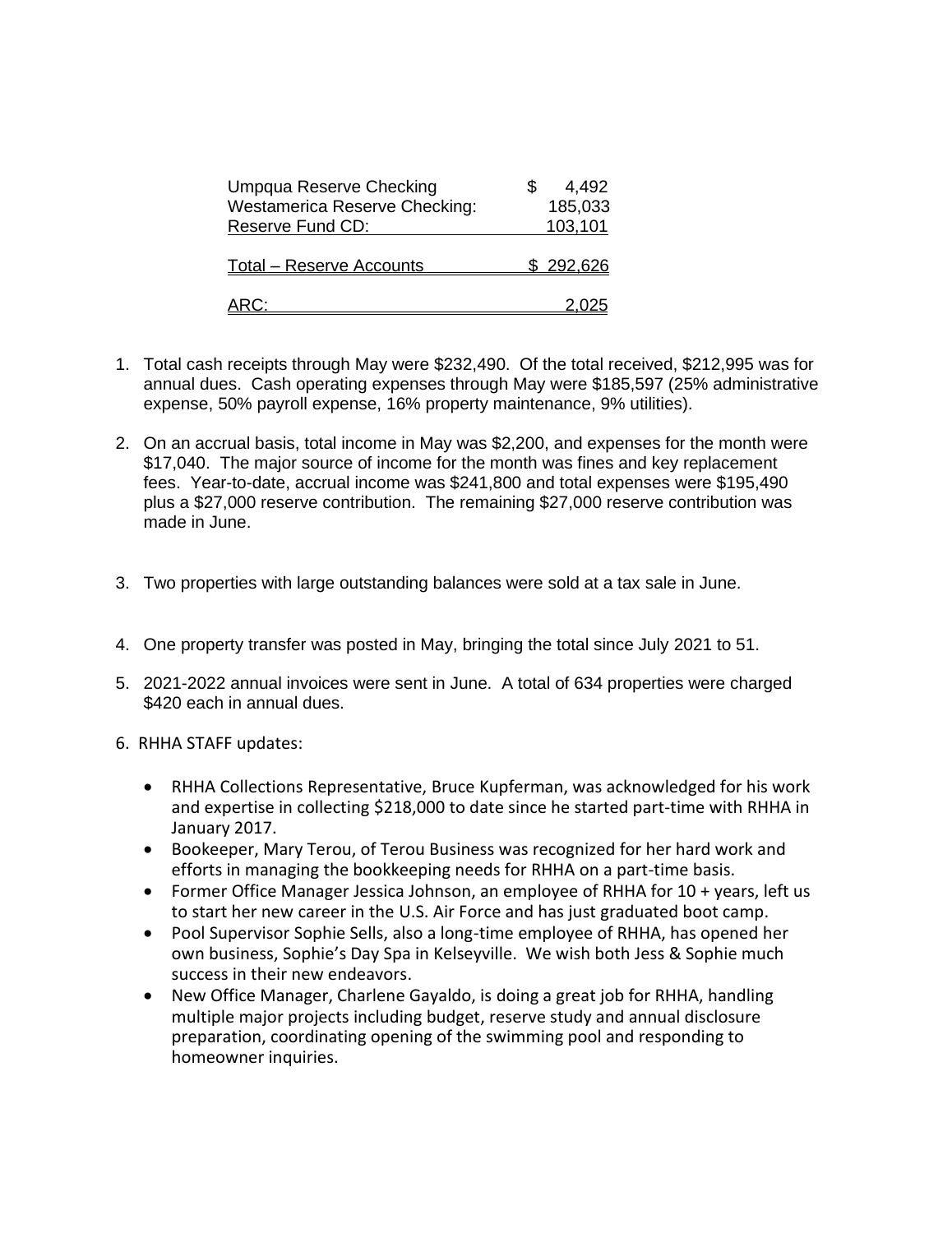| | |
|---|---|
| Umpqua Reserve Checking | $ 4,492 |
| Westamerica Reserve Checking: | 185,033 |
| Reserve Fund CD: | 103,101 |
| Total – Reserve Accounts | $ 292,626 |
| ARC: | 2,025 |

1. Total cash receipts through May were $232,490. Of the total received, $212,995 was for annual dues. Cash operating expenses through May were $185,597 (25% administrative expense, 50% payroll expense, 16% property maintenance, 9% utilities).

2. On an accrual basis, total income in May was $2,200, and expenses for the month were $17,040. The major source of income for the month was fines and key replacement fees. Year-to-date, accrual income was $241,800 and total expenses were $195,490 plus a $27,000 reserve contribution. The remaining $27,000 reserve contribution was made in June.

3. Two properties with large outstanding balances were sold at a tax sale in June.

4. One property transfer was posted in May, bringing the total since July 2021 to 51.

5. 2021-2022 annual invoices were sent in June. A total of 634 properties were charged $420 each in annual dues.

6. RHHA STAFF updates:

   - RHHA Collections Representative, Bruce Kupferman, was acknowledged for his work and expertise in collecting $218,000 to date since he started part-time with RHHA in January 2017.
   - Bookeeper, Mary Terou, of Terou Business was recognized for her hard work and efforts in managing the bookkeeping needs for RHHA on a part-time basis.
   - Former Office Manager Jessica Johnson, an employee of RHHA for 10 + years, left us to start her new career in the U.S. Air Force and has just graduated boot camp.
   - Pool Supervisor Sophie Sells, also a long-time employee of RHHA, has opened her own business, Sophie's Day Spa in Kelseyville. We wish both Jess & Sophie much success in their new endeavors.
   - New Office Manager, Charlene Gayaldo, is doing a great job for RHHA, handling multiple major projects including budget, reserve study and annual disclosure preparation, coordinating opening of the swimming pool and responding to homeowner inquiries.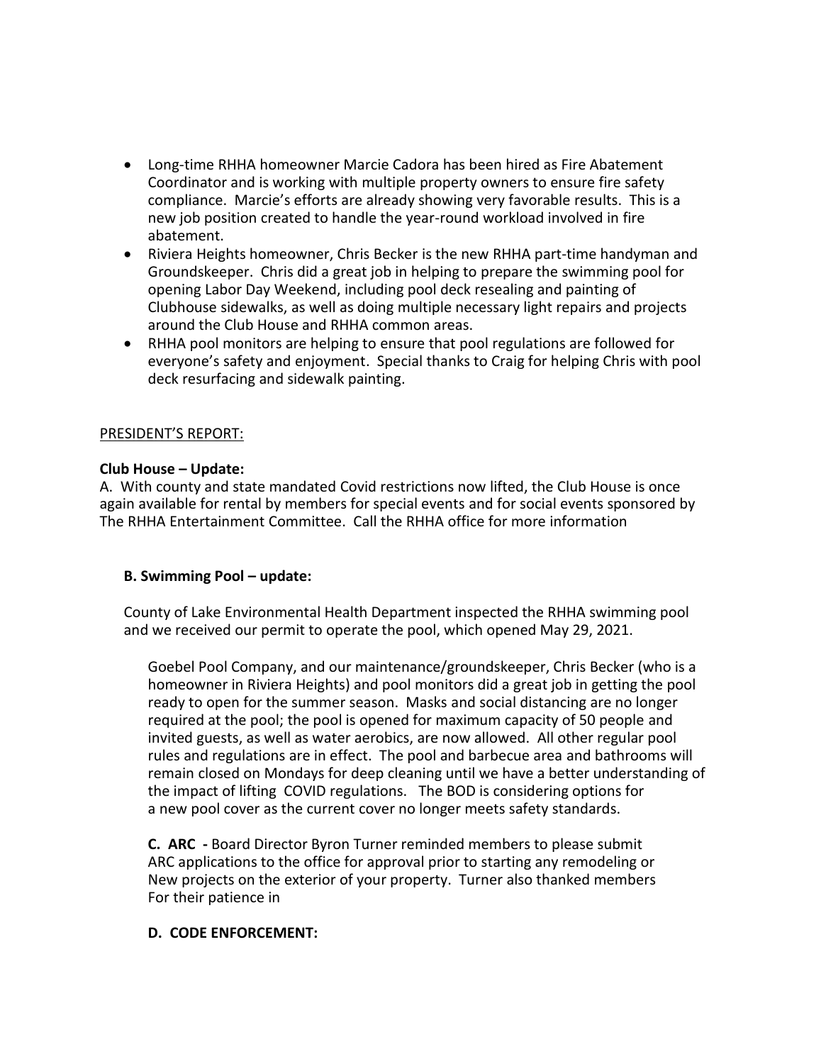- Long-time RHHA homeowner Marcie Cadora has been hired as Fire Abatement Coordinator and is working with multiple property owners to ensure fire safety compliance. Marcie's efforts are already showing very favorable results. This is a new job position created to handle the year-round workload involved in fire abatement.
- Riviera Heights homeowner, Chris Becker is the new RHHA part-time handyman and Groundskeeper. Chris did a great job in helping to prepare the swimming pool for opening Labor Day Weekend, including pool deck resealing and painting of Clubhouse sidewalks, as well as doing multiple necessary light repairs and projects around the Club House and RHHA common areas.
- RHHA pool monitors are helping to ensure that pool regulations are followed for everyone's safety and enjoyment. Special thanks to Craig for helping Chris with pool deck resurfacing and sidewalk painting.

PRESIDENT'S REPORT:

**Club House – Update:**

A. With county and state mandated Covid restrictions now lifted, the Club House is once again available for rental by members for special events and for social events sponsored by The RHHA Entertainment Committee. Call the RHHA office for more information

**B. Swimming Pool – update:**

County of Lake Environmental Health Department inspected the RHHA swimming pool and we received our permit to operate the pool, which opened May 29, 2021.

Goebel Pool Company, and our maintenance/groundskeeper, Chris Becker (who is a homeowner in Riviera Heights) and pool monitors did a great job in getting the pool ready to open for the summer season. Masks and social distancing are no longer required at the pool; the pool is opened for maximum capacity of 50 people and invited guests, as well as water aerobics, are now allowed. All other regular pool rules and regulations are in effect. The pool and barbecue area and bathrooms will remain closed on Mondays for deep cleaning until we have a better understanding of the impact of lifting COVID regulations. The BOD is considering options for a new pool cover as the current cover no longer meets safety standards.

**C. ARC -** Board Director Byron Turner reminded members to please submit ARC applications to the office for approval prior to starting any remodeling or New projects on the exterior of your property. Turner also thanked members For their patience in

**D. CODE ENFORCEMENT:**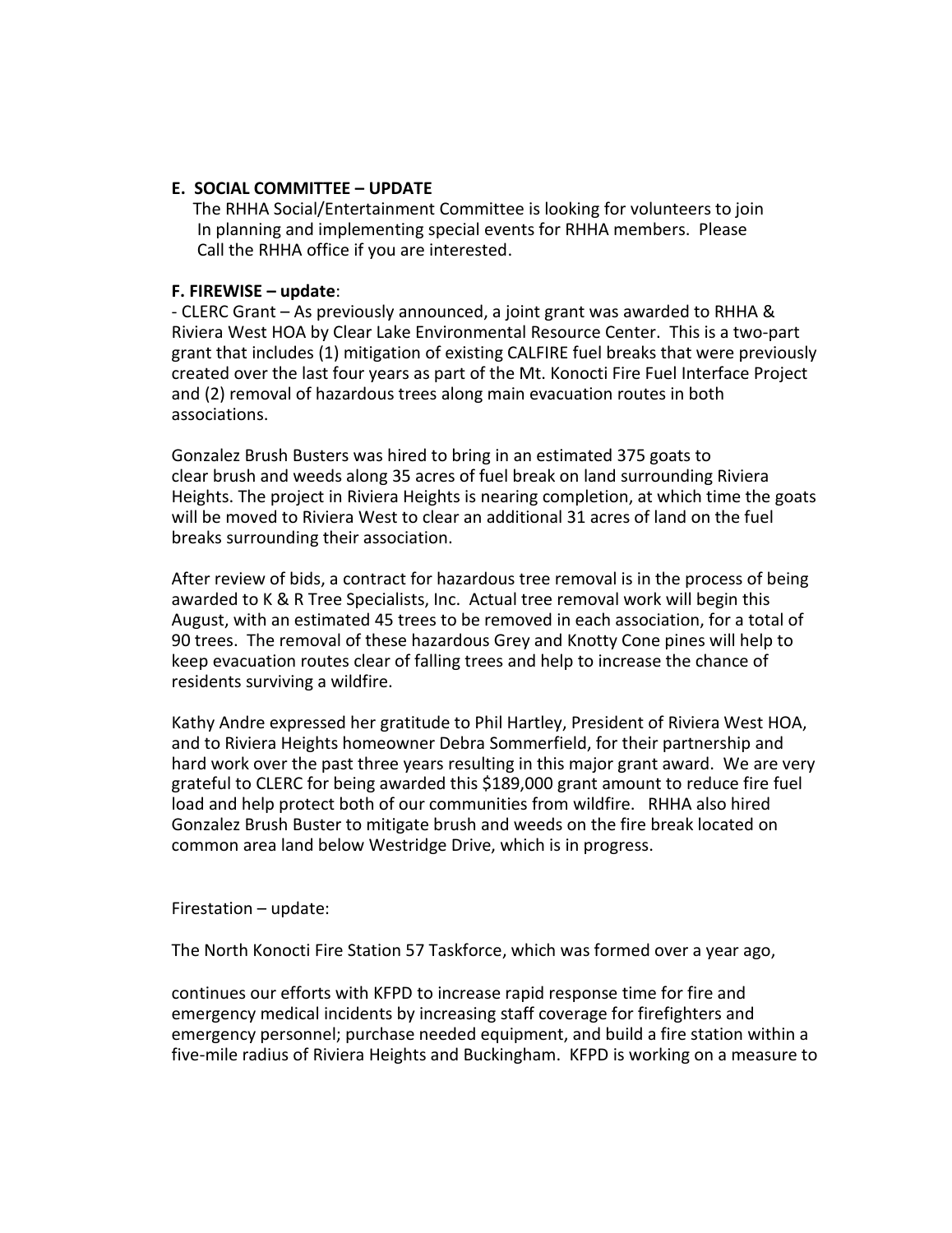**E. SOCIAL COMMITTEE – UPDATE**

The RHHA Social/Entertainment Committee is looking for volunteers to join In planning and implementing special events for RHHA members. Please Call the RHHA office if you are interested.

**F. FIREWISE – update**:

- CLERC Grant – As previously announced, a joint grant was awarded to RHHA & Riviera West HOA by Clear Lake Environmental Resource Center. This is a two-part grant that includes (1) mitigation of existing CALFIRE fuel breaks that were previously created over the last four years as part of the Mt. Konocti Fire Fuel Interface Project and (2) removal of hazardous trees along main evacuation routes in both associations.

Gonzalez Brush Busters was hired to bring in an estimated 375 goats to clear brush and weeds along 35 acres of fuel break on land surrounding Riviera Heights. The project in Riviera Heights is nearing completion, at which time the goats will be moved to Riviera West to clear an additional 31 acres of land on the fuel breaks surrounding their association.

After review of bids, a contract for hazardous tree removal is in the process of being awarded to K & R Tree Specialists, Inc. Actual tree removal work will begin this August, with an estimated 45 trees to be removed in each association, for a total of 90 trees. The removal of these hazardous Grey and Knotty Cone pines will help to keep evacuation routes clear of falling trees and help to increase the chance of residents surviving a wildfire.

Kathy Andre expressed her gratitude to Phil Hartley, President of Riviera West HOA, and to Riviera Heights homeowner Debra Sommerfield, for their partnership and hard work over the past three years resulting in this major grant award. We are very grateful to CLERC for being awarded this $189,000 grant amount to reduce fire fuel load and help protect both of our communities from wildfire. RHHA also hired Gonzalez Brush Buster to mitigate brush and weeds on the fire break located on common area land below Westridge Drive, which is in progress.

Firestation – update:

The North Konocti Fire Station 57 Taskforce, which was formed over a year ago,

continues our efforts with KFPD to increase rapid response time for fire and emergency medical incidents by increasing staff coverage for firefighters and emergency personnel; purchase needed equipment, and build a fire station within a five-mile radius of Riviera Heights and Buckingham. KFPD is working on a measure to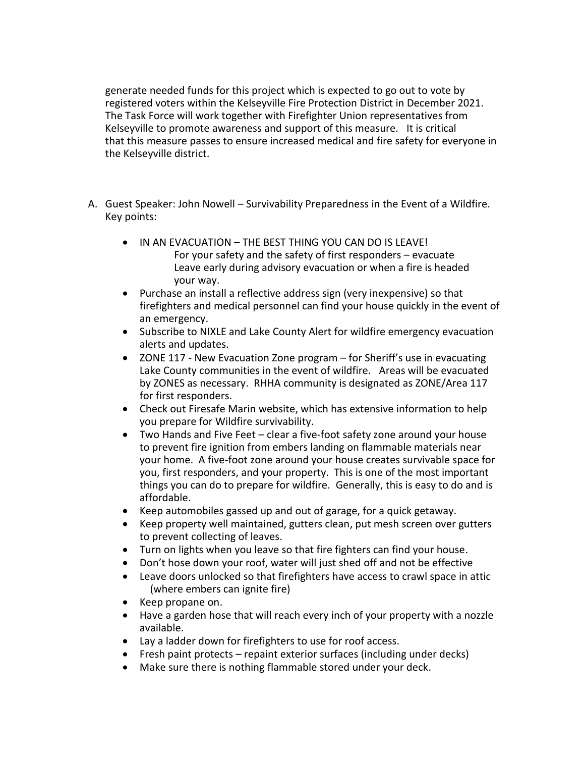generate needed funds for this project which is expected to go out to vote by registered voters within the Kelseyville Fire Protection District in December 2021. The Task Force will work together with Firefighter Union representatives from Kelseyville to promote awareness and support of this measure. It is critical that this measure passes to ensure increased medical and fire safety for everyone in the Kelseyville district.

A. Guest Speaker: John Nowell – Survivability Preparedness in the Event of a Wildfire. Key points:

- IN AN EVACUATION – THE BEST THING YOU CAN DO IS LEAVE!
  For your safety and the safety of first responders – evacuate
  Leave early during advisory evacuation or when a fire is headed your way.
- Purchase an install a reflective address sign (very inexpensive) so that firefighters and medical personnel can find your house quickly in the event of an emergency.
- Subscribe to NIXLE and Lake County Alert for wildfire emergency evacuation alerts and updates.
- ZONE 117 - New Evacuation Zone program – for Sheriff's use in evacuating Lake County communities in the event of wildfire. Areas will be evacuated by ZONES as necessary. RHHA community is designated as ZONE/Area 117 for first responders.
- Check out Firesafe Marin website, which has extensive information to help you prepare for Wildfire survivability.
- Two Hands and Five Feet – clear a five-foot safety zone around your house to prevent fire ignition from embers landing on flammable materials near your home. A five-foot zone around your house creates survivable space for you, first responders, and your property. This is one of the most important things you can do to prepare for wildfire. Generally, this is easy to do and is affordable.
- Keep automobiles gassed up and out of garage, for a quick getaway.
- Keep property well maintained, gutters clean, put mesh screen over gutters to prevent collecting of leaves.
- Turn on lights when you leave so that fire fighters can find your house.
- Don't hose down your roof, water will just shed off and not be effective
- Leave doors unlocked so that firefighters have access to crawl space in attic (where embers can ignite fire)
- Keep propane on.
- Have a garden hose that will reach every inch of your property with a nozzle available.
- Lay a ladder down for firefighters to use for roof access.
- Fresh paint protects – repaint exterior surfaces (including under decks)
- Make sure there is nothing flammable stored under your deck.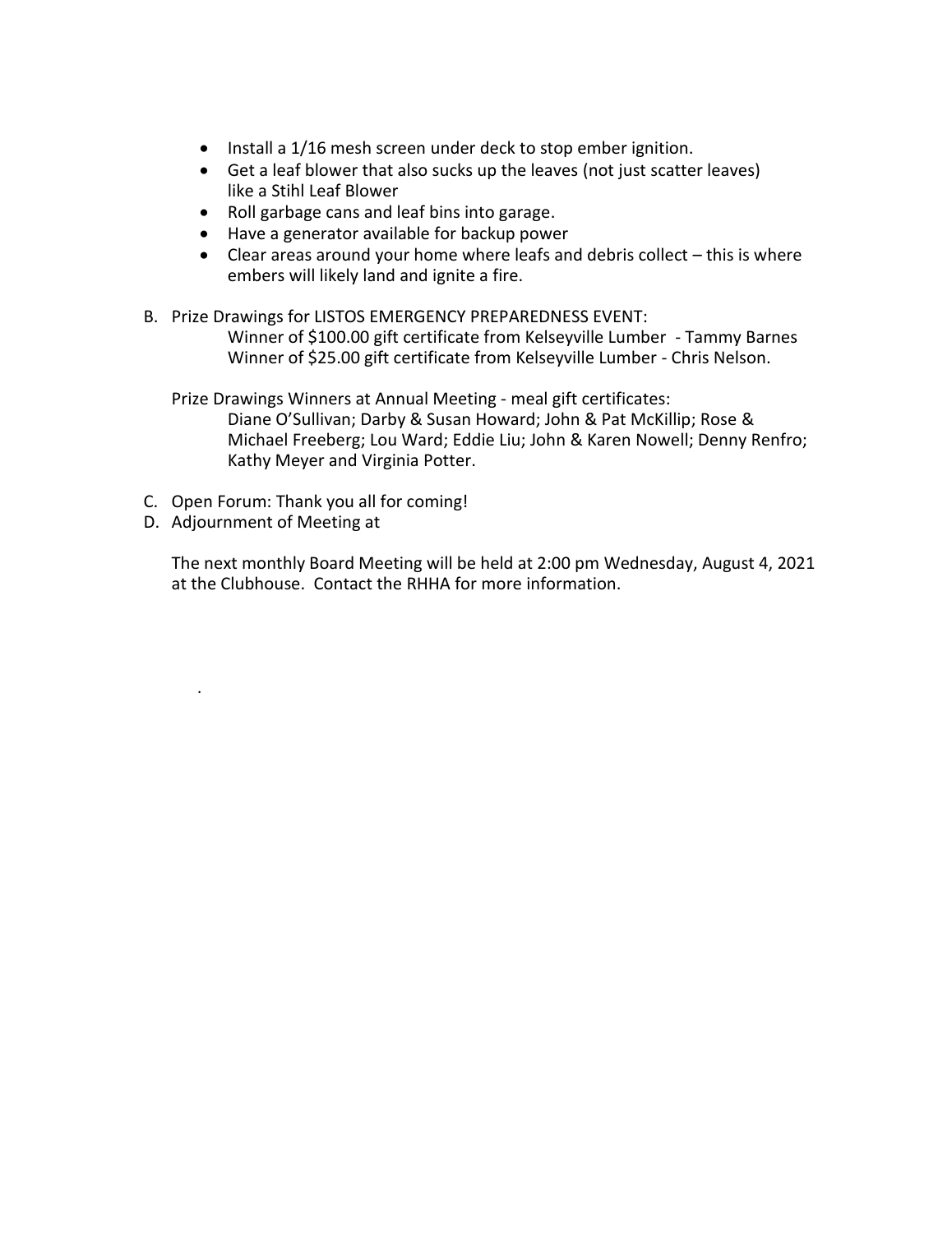- Install a 1/16 mesh screen under deck to stop ember ignition.
- Get a leaf blower that also sucks up the leaves (not just scatter leaves) like a Stihl Leaf Blower
- Roll garbage cans and leaf bins into garage.
- Have a generator available for backup power
- Clear areas around your home where leafs and debris collect – this is where embers will likely land and ignite a fire.

B. Prize Drawings for LISTOS EMERGENCY PREPAREDNESS EVENT:

Winner of $100.00 gift certificate from Kelseyville Lumber - Tammy Barnes
Winner of $25.00 gift certificate from Kelseyville Lumber - Chris Nelson.

Prize Drawings Winners at Annual Meeting - meal gift certificates:

Diane O'Sullivan; Darby & Susan Howard; John & Pat McKillip; Rose & Michael Freeberg; Lou Ward; Eddie Liu; John & Karen Nowell; Denny Renfro; Kathy Meyer and Virginia Potter.

C. Open Forum: Thank you all for coming!

D. Adjournment of Meeting at

The next monthly Board Meeting will be held at 2:00 pm Wednesday, August 4, 2021 at the Clubhouse. Contact the RHHA for more information.

.